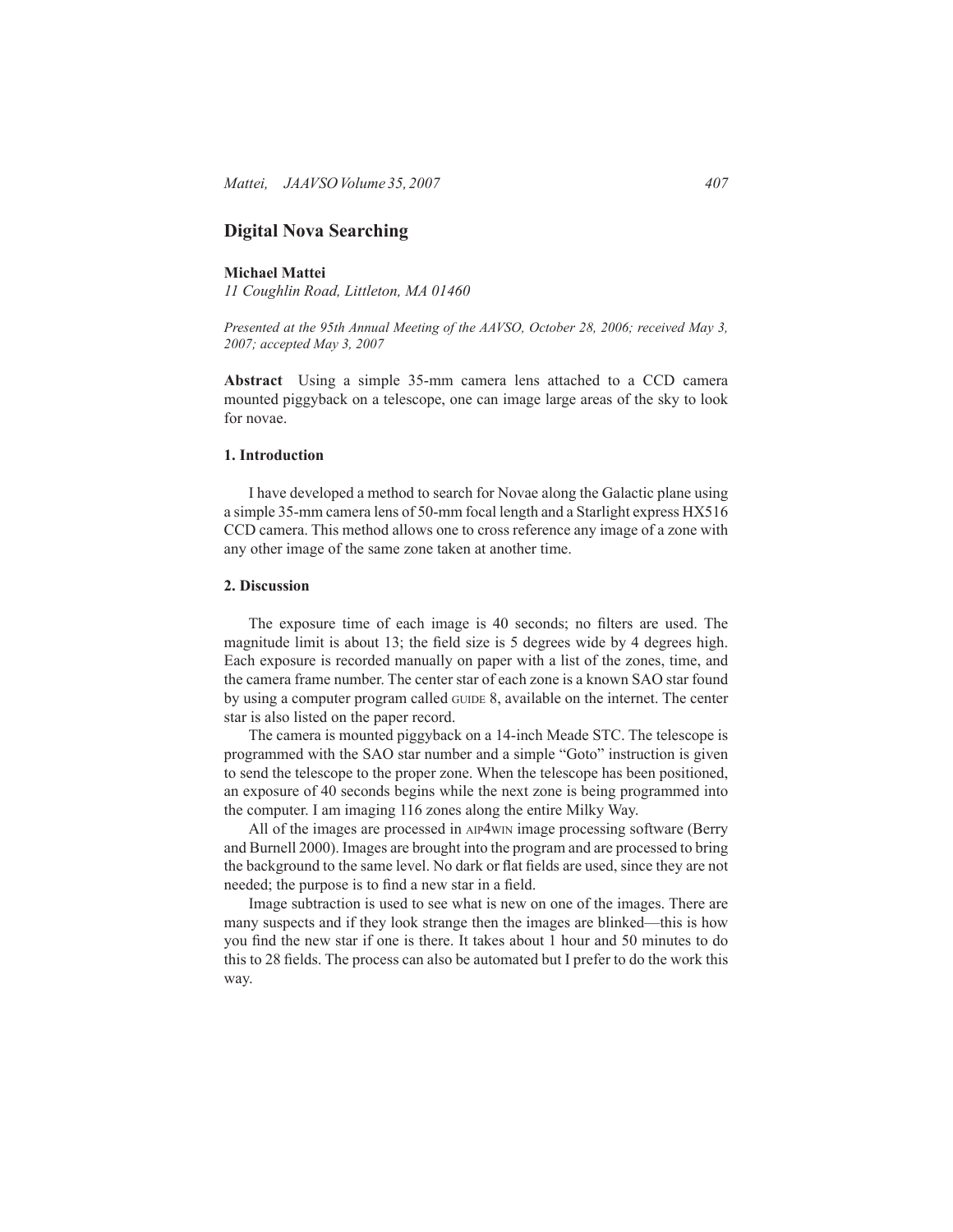# Digital Nova Searching

**Michael Mattei**
*11 Coughlin Road, Littleton, MA 01460*

*Presented at the 95th Annual Meeting of the AAVSO, October 28, 2006; received May 3, 2007; accepted May 3, 2007*

**Abstract** Using a simple 35-mm camera lens attached to a CCD camera mounted piggyback on a telescope, one can image large areas of the sky to look for novae.

## 1. Introduction

I have developed a method to search for Novae along the Galactic plane using a simple 35-mm camera lens of 50-mm focal length and a Starlight express HX516 CCD camera. This method allows one to cross reference any image of a zone with any other image of the same zone taken at another time.

## 2. Discussion

The exposure time of each image is 40 seconds; no filters are used. The magnitude limit is about 13; the field size is 5 degrees wide by 4 degrees high. Each exposure is recorded manually on paper with a list of the zones, time, and the camera frame number. The center star of each zone is a known SAO star found by using a computer program called GUIDE 8, available on the internet. The center star is also listed on the paper record.

The camera is mounted piggyback on a 14-inch Meade STC. The telescope is programmed with the SAO star number and a simple "Goto" instruction is given to send the telescope to the proper zone. When the telescope has been positioned, an exposure of 40 seconds begins while the next zone is being programmed into the computer. I am imaging 116 zones along the entire Milky Way.

All of the images are processed in AIP4WIN image processing software (Berry and Burnell 2000). Images are brought into the program and are processed to bring the background to the same level. No dark or flat fields are used, since they are not needed; the purpose is to find a new star in a field.

Image subtraction is used to see what is new on one of the images. There are many suspects and if they look strange then the images are blinked—this is how you find the new star if one is there. It takes about 1 hour and 50 minutes to do this to 28 fields. The process can also be automated but I prefer to do the work this way.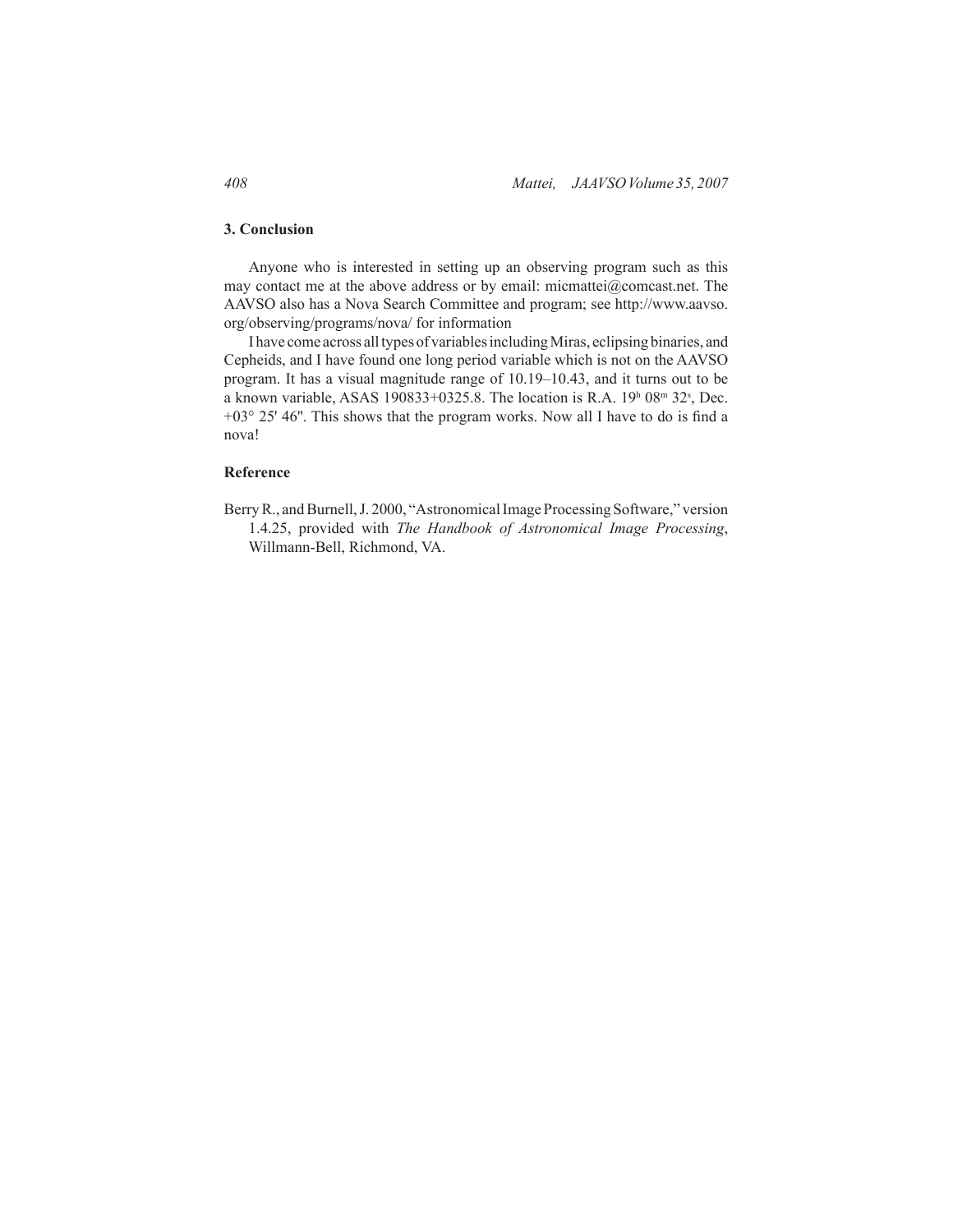## 3. Conclusion

Anyone who is interested in setting up an observing program such as this may contact me at the above address or by email: micmattei@comcast.net. The AAVSO also has a Nova Search Committee and program; see http://www.aavso.org/observing/programs/nova/ for information

I have come across all types of variables including Miras, eclipsing binaries, and Cepheids, and I have found one long period variable which is not on the AAVSO program. It has a visual magnitude range of 10.19–10.43, and it turns out to be a known variable, ASAS 190833+0325.8. The location is R.A. $19^h$ $08^m$ $32^s$, Dec. +03° 25' 46". This shows that the program works. Now all I have to do is find a nova!

## Reference

Berry R., and Burnell, J. 2000, "Astronomical Image Processing Software," version 1.4.25, provided with *The Handbook of Astronomical Image Processing*, Willmann-Bell, Richmond, VA.